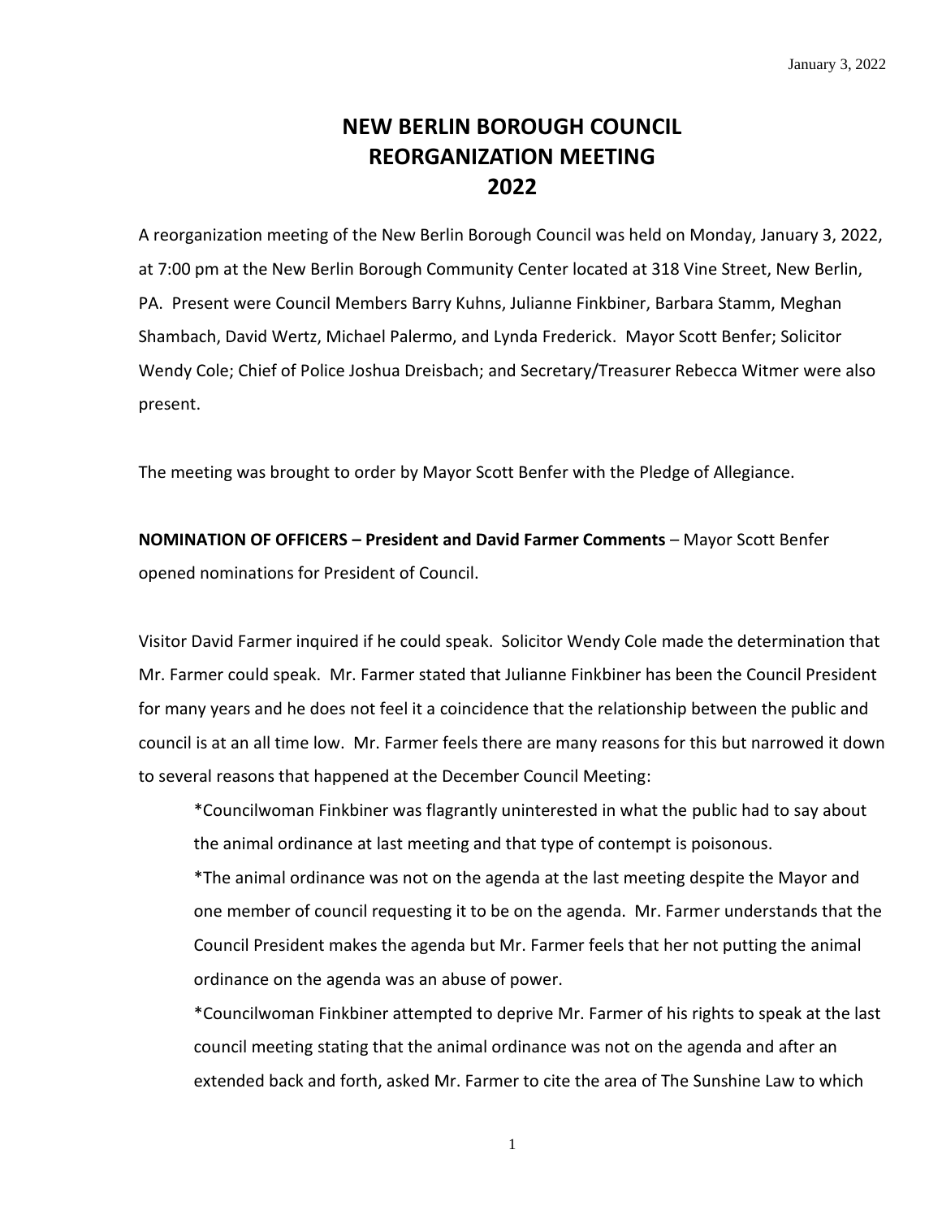# NEW BERLIN BOROUGH COUNCIL
# REORGANIZATION MEETING
# 2022

A reorganization meeting of the New Berlin Borough Council was held on Monday, January 3, 2022, at 7:00 pm at the New Berlin Borough Community Center located at 318 Vine Street, New Berlin, PA. Present were Council Members Barry Kuhns, Julianne Finkbiner, Barbara Stamm, Meghan Shambach, David Wertz, Michael Palermo, and Lynda Frederick. Mayor Scott Benfer; Solicitor Wendy Cole; Chief of Police Joshua Dreisbach; and Secretary/Treasurer Rebecca Witmer were also present.

The meeting was brought to order by Mayor Scott Benfer with the Pledge of Allegiance.

**NOMINATION OF OFFICERS – President and David Farmer Comments** – Mayor Scott Benfer opened nominations for President of Council.

Visitor David Farmer inquired if he could speak. Solicitor Wendy Cole made the determination that Mr. Farmer could speak. Mr. Farmer stated that Julianne Finkbiner has been the Council President for many years and he does not feel it a coincidence that the relationship between the public and council is at an all time low. Mr. Farmer feels there are many reasons for this but narrowed it down to several reasons that happened at the December Council Meeting:

*Councilwoman Finkbiner was flagrantly uninterested in what the public had to say about the animal ordinance at last meeting and that type of contempt is poisonous.

*The animal ordinance was not on the agenda at the last meeting despite the Mayor and one member of council requesting it to be on the agenda. Mr. Farmer understands that the Council President makes the agenda but Mr. Farmer feels that her not putting the animal ordinance on the agenda was an abuse of power.

*Councilwoman Finkbiner attempted to deprive Mr. Farmer of his rights to speak at the last council meeting stating that the animal ordinance was not on the agenda and after an extended back and forth, asked Mr. Farmer to cite the area of The Sunshine Law to which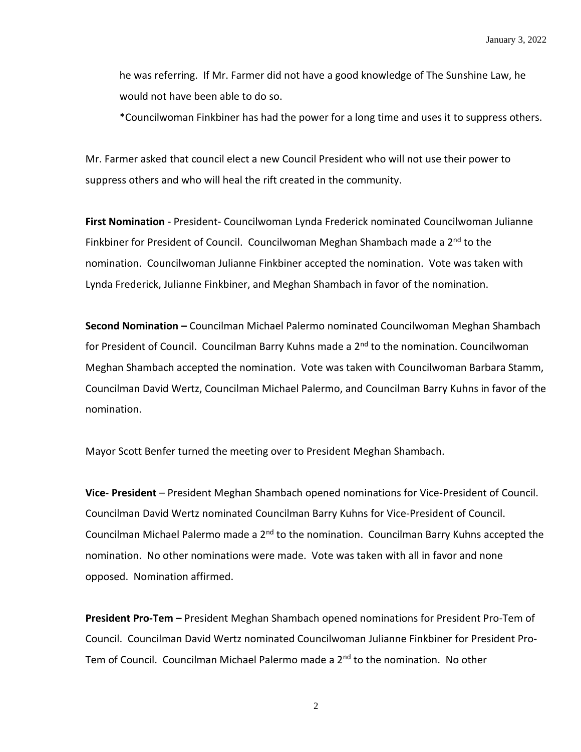he was referring. If Mr. Farmer did not have a good knowledge of The Sunshine Law, he would not have been able to do so.

*Councilwoman Finkbiner has had the power for a long time and uses it to suppress others.

Mr. Farmer asked that council elect a new Council President who will not use their power to suppress others and who will heal the rift created in the community.

**First Nomination** - President- Councilwoman Lynda Frederick nominated Councilwoman Julianne Finkbiner for President of Council. Councilwoman Meghan Shambach made a 2nd to the nomination. Councilwoman Julianne Finkbiner accepted the nomination. Vote was taken with Lynda Frederick, Julianne Finkbiner, and Meghan Shambach in favor of the nomination.

**Second Nomination –** Councilman Michael Palermo nominated Councilwoman Meghan Shambach for President of Council. Councilman Barry Kuhns made a 2nd to the nomination. Councilwoman Meghan Shambach accepted the nomination. Vote was taken with Councilwoman Barbara Stamm, Councilman David Wertz, Councilman Michael Palermo, and Councilman Barry Kuhns in favor of the nomination.

Mayor Scott Benfer turned the meeting over to President Meghan Shambach.

**Vice- President** – President Meghan Shambach opened nominations for Vice-President of Council. Councilman David Wertz nominated Councilman Barry Kuhns for Vice-President of Council. Councilman Michael Palermo made a 2nd to the nomination. Councilman Barry Kuhns accepted the nomination. No other nominations were made. Vote was taken with all in favor and none opposed. Nomination affirmed.

**President Pro-Tem –** President Meghan Shambach opened nominations for President Pro-Tem of Council. Councilman David Wertz nominated Councilwoman Julianne Finkbiner for President Pro-Tem of Council. Councilman Michael Palermo made a 2nd to the nomination. No other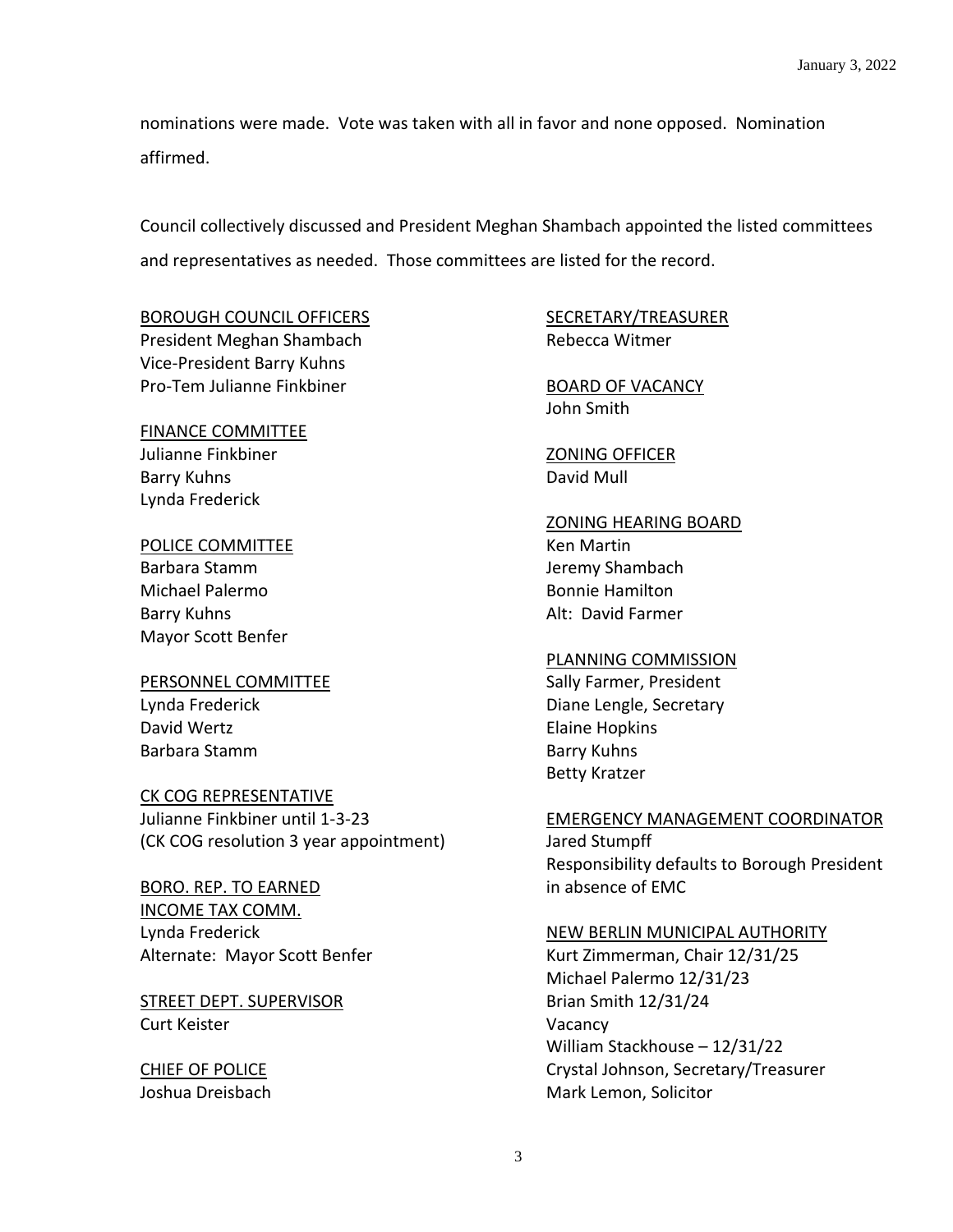nominations were made. Vote was taken with all in favor and none opposed. Nomination affirmed.

Council collectively discussed and President Meghan Shambach appointed the listed committees and representatives as needed. Those committees are listed for the record.

<u>BOROUGH COUNCIL OFFICERS</u>
President Meghan Shambach
Vice-President Barry Kuhns
Pro-Tem Julianne Finkbiner

<u>FINANCE COMMITTEE</u>
Julianne Finkbiner
Barry Kuhns
Lynda Frederick

<u>POLICE COMMITTEE</u>
Barbara Stamm
Michael Palermo
Barry Kuhns
Mayor Scott Benfer

<u>PERSONNEL COMMITTEE</u>
Lynda Frederick
David Wertz
Barbara Stamm

<u>CK COG REPRESENTATIVE</u>
Julianne Finkbiner until 1-3-23
(CK COG resolution 3 year appointment)

<u>BORO. REP. TO EARNED INCOME TAX COMM.</u>
Lynda Frederick
Alternate: Mayor Scott Benfer

<u>STREET DEPT. SUPERVISOR</u>
Curt Keister

<u>CHIEF OF POLICE</u>
Joshua Dreisbach

<u>SECRETARY/TREASURER</u>
Rebecca Witmer

<u>BOARD OF VACANCY</u>
John Smith

<u>ZONING OFFICER</u>
David Mull

<u>ZONING HEARING BOARD</u>
Ken Martin
Jeremy Shambach
Bonnie Hamilton
Alt: David Farmer

<u>PLANNING COMMISSION</u>
Sally Farmer, President
Diane Lengle, Secretary
Elaine Hopkins
Barry Kuhns
Betty Kratzer

<u>EMERGENCY MANAGEMENT COORDINATOR</u>
Jared Stumpff
Responsibility defaults to Borough President in absence of EMC

<u>NEW BERLIN MUNICIPAL AUTHORITY</u>
Kurt Zimmerman, Chair 12/31/25
Michael Palermo 12/31/23
Brian Smith 12/31/24
Vacancy
William Stackhouse – 12/31/22
Crystal Johnson, Secretary/Treasurer
Mark Lemon, Solicitor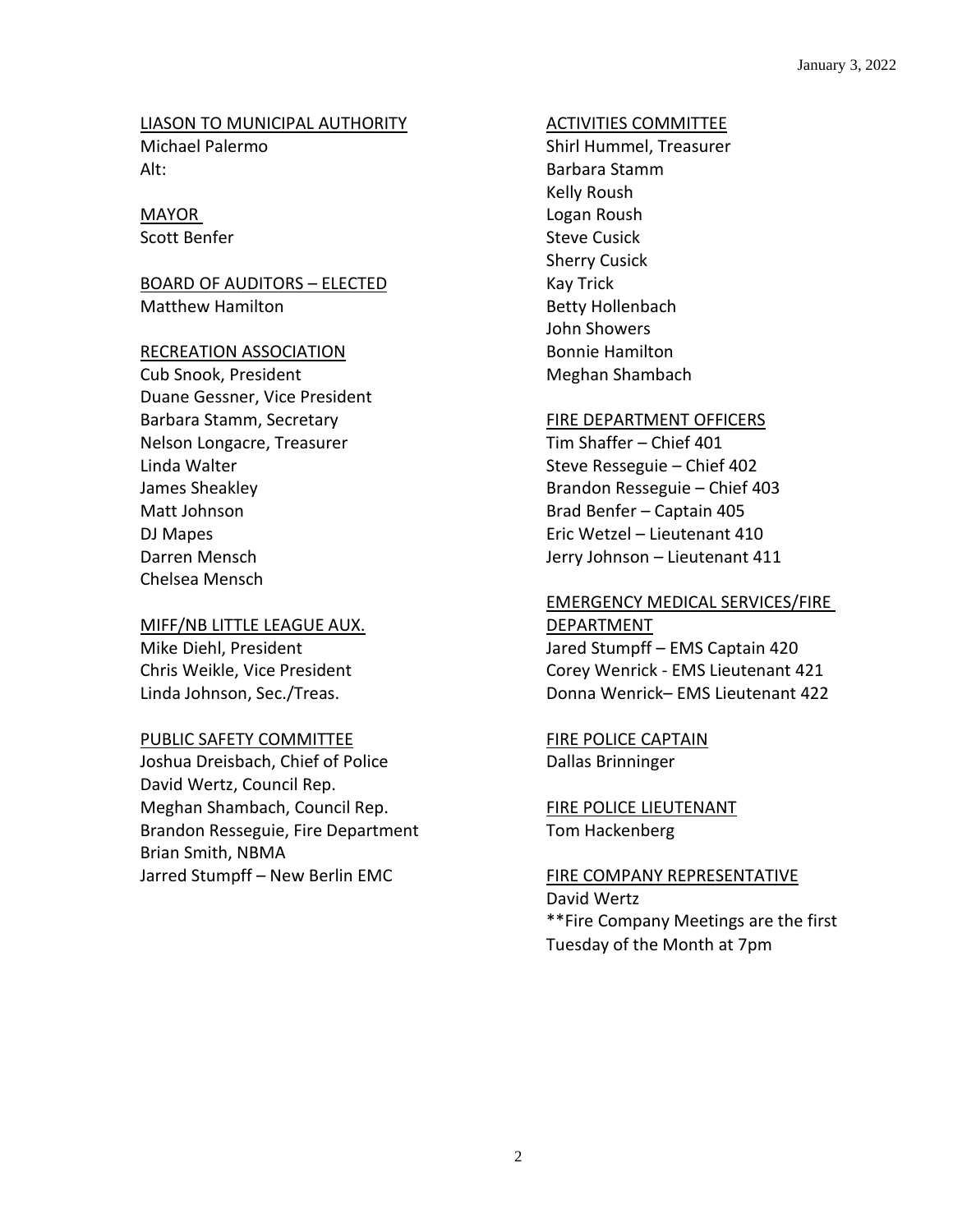LIASON TO MUNICIPAL AUTHORITY
Michael Palermo
Alt:

MAYOR
Scott Benfer

BOARD OF AUDITORS – ELECTED
Matthew Hamilton

RECREATION ASSOCIATION
Cub Snook, President
Duane Gessner, Vice President
Barbara Stamm, Secretary
Nelson Longacre, Treasurer
Linda Walter
James Sheakley
Matt Johnson
DJ Mapes
Darren Mensch
Chelsea Mensch

MIFF/NB LITTLE LEAGUE AUX.
Mike Diehl, President
Chris Weikle, Vice President
Linda Johnson, Sec./Treas.

PUBLIC SAFETY COMMITTEE
Joshua Dreisbach, Chief of Police
David Wertz, Council Rep.
Meghan Shambach, Council Rep.
Brandon Resseguie, Fire Department
Brian Smith, NBMA
Jarred Stumpff – New Berlin EMC

ACTIVITIES COMMITTEE
Shirl Hummel, Treasurer
Barbara Stamm
Kelly Roush
Logan Roush
Steve Cusick
Sherry Cusick
Kay Trick
Betty Hollenbach
John Showers
Bonnie Hamilton
Meghan Shambach

FIRE DEPARTMENT OFFICERS
Tim Shaffer – Chief 401
Steve Resseguie – Chief 402
Brandon Resseguie – Chief 403
Brad Benfer – Captain 405
Eric Wetzel – Lieutenant 410
Jerry Johnson – Lieutenant 411

EMERGENCY MEDICAL SERVICES/FIRE DEPARTMENT
Jared Stumpff – EMS Captain 420
Corey Wenrick - EMS Lieutenant 421
Donna Wenrick– EMS Lieutenant 422

FIRE POLICE CAPTAIN
Dallas Brinninger

FIRE POLICE LIEUTENANT
Tom Hackenberg

FIRE COMPANY REPRESENTATIVE
David Wertz
**Fire Company Meetings are the first Tuesday of the Month at 7pm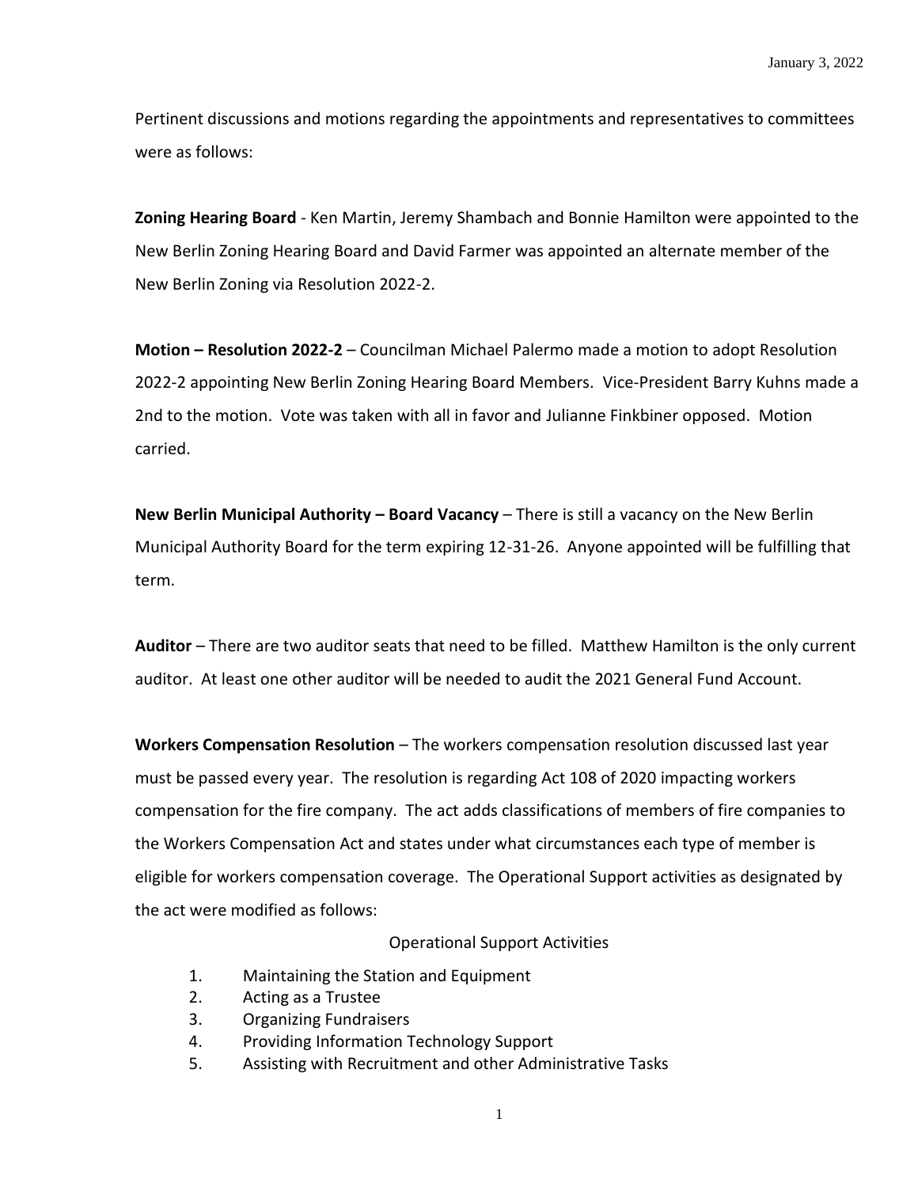Pertinent discussions and motions regarding the appointments and representatives to committees were as follows:

**Zoning Hearing Board** - Ken Martin, Jeremy Shambach and Bonnie Hamilton were appointed to the New Berlin Zoning Hearing Board and David Farmer was appointed an alternate member of the New Berlin Zoning via Resolution 2022-2.

**Motion – Resolution 2022-2** – Councilman Michael Palermo made a motion to adopt Resolution 2022-2 appointing New Berlin Zoning Hearing Board Members. Vice-President Barry Kuhns made a 2nd to the motion. Vote was taken with all in favor and Julianne Finkbiner opposed. Motion carried.

**New Berlin Municipal Authority – Board Vacancy** – There is still a vacancy on the New Berlin Municipal Authority Board for the term expiring 12-31-26. Anyone appointed will be fulfilling that term.

**Auditor** – There are two auditor seats that need to be filled. Matthew Hamilton is the only current auditor. At least one other auditor will be needed to audit the 2021 General Fund Account.

**Workers Compensation Resolution** – The workers compensation resolution discussed last year must be passed every year. The resolution is regarding Act 108 of 2020 impacting workers compensation for the fire company. The act adds classifications of members of fire companies to the Workers Compensation Act and states under what circumstances each type of member is eligible for workers compensation coverage. The Operational Support activities as designated by the act were modified as follows:

Operational Support Activities

1. Maintaining the Station and Equipment
2. Acting as a Trustee
3. Organizing Fundraisers
4. Providing Information Technology Support
5. Assisting with Recruitment and other Administrative Tasks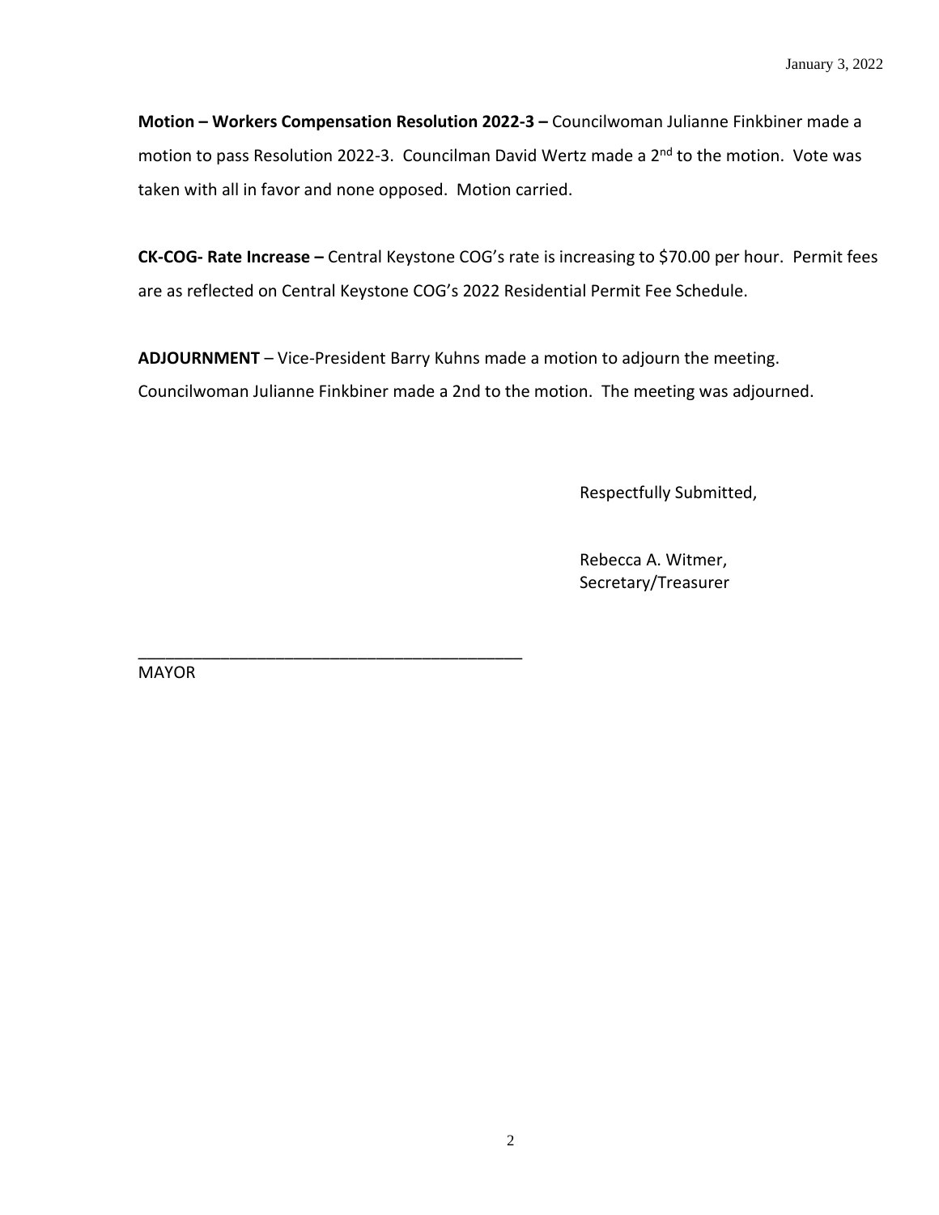**Motion – Workers Compensation Resolution 2022-3 –** Councilwoman Julianne Finkbiner made a motion to pass Resolution 2022-3. Councilman David Wertz made a 2nd to the motion. Vote was taken with all in favor and none opposed. Motion carried.

**CK-COG- Rate Increase –** Central Keystone COG's rate is increasing to $70.00 per hour. Permit fees are as reflected on Central Keystone COG's 2022 Residential Permit Fee Schedule.

**ADJOURNMENT** – Vice-President Barry Kuhns made a motion to adjourn the meeting. Councilwoman Julianne Finkbiner made a 2nd to the motion. The meeting was adjourned.

Respectfully Submitted,

Rebecca A. Witmer,
Secretary/Treasurer

\_\_\_\_\_\_\_\_\_\_\_\_\_\_\_\_\_\_\_\_\_\_\_\_\_\_\_\_\_\_\_\_\_\_\_\_\_\_\_\_\_\_\_\_

MAYOR